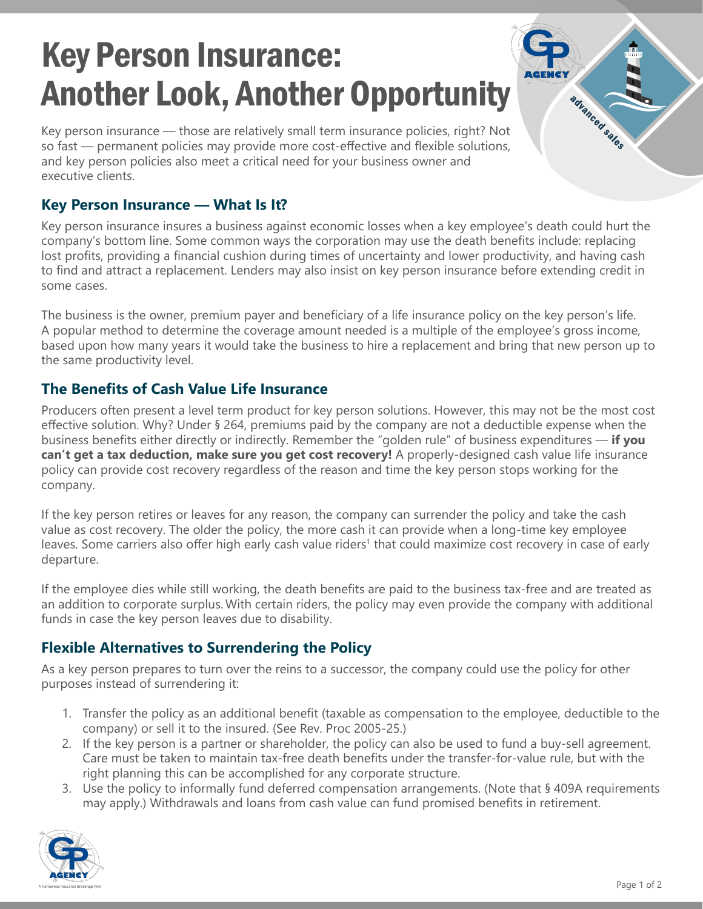# Key Person Insurance: Another Look, Another Opportunity

Key person insurance — those are relatively small term insurance policies, right? Not so fast — permanent policies may provide more cost-effective and flexible solutions, and key person policies also meet a critical need for your business owner and executive clients.

## Key Person Insurance — What Is It?

Key person insurance insures a business against economic losses when a key employee's death could hurt the company's bottom line. Some common ways the corporation may use the death benefits include: replacing lost profits, providing a financial cushion during times of uncertainty and lower productivity, and having cash to find and attract a replacement. Lenders may also insist on key person insurance before extending credit in some cases.

The business is the owner, premium payer and beneficiary of a life insurance policy on the key person's life. A popular method to determine the coverage amount needed is a multiple of the employee's gross income, based upon how many years it would take the business to hire a replacement and bring that new person up to the same productivity level.

## The Benefits of Cash Value Life Insurance

Producers often present a level term product for key person solutions. However, this may not be the most cost effective solution. Why? Under § 264, premiums paid by the company are not a deductible expense when the business benefits either directly or indirectly. Remember the "golden rule" of business expenditures — **if you can't get a tax deduction, make sure you get cost recovery!** A properly-designed cash value life insurance policy can provide cost recovery regardless of the reason and time the key person stops working for the company.

If the key person retires or leaves for any reason, the company can surrender the policy and take the cash value as cost recovery. The older the policy, the more cash it can provide when a long-time key employee leaves. Some carriers also offer high early cash value riders[1] that could maximize cost recovery in case of early departure.

If the employee dies while still working, the death benefits are paid to the business tax-free and are treated as an addition to corporate surplus. With certain riders, the policy may even provide the company with additional funds in case the key person leaves due to disability.

## Flexible Alternatives to Surrendering the Policy

As a key person prepares to turn over the reins to a successor, the company could use the policy for other purposes instead of surrendering it:

1. Transfer the policy as an additional benefit (taxable as compensation to the employee, deductible to the company) or sell it to the insured. (See Rev. Proc 2005-25.)
2. If the key person is a partner or shareholder, the policy can also be used to fund a buy-sell agreement. Care must be taken to maintain tax-free death benefits under the transfer-for-value rule, but with the right planning this can be accomplished for any corporate structure.
3. Use the policy to informally fund deferred compensation arrangements. (Note that § 409A requirements may apply.) Withdrawals and loans from cash value can fund promised benefits in retirement.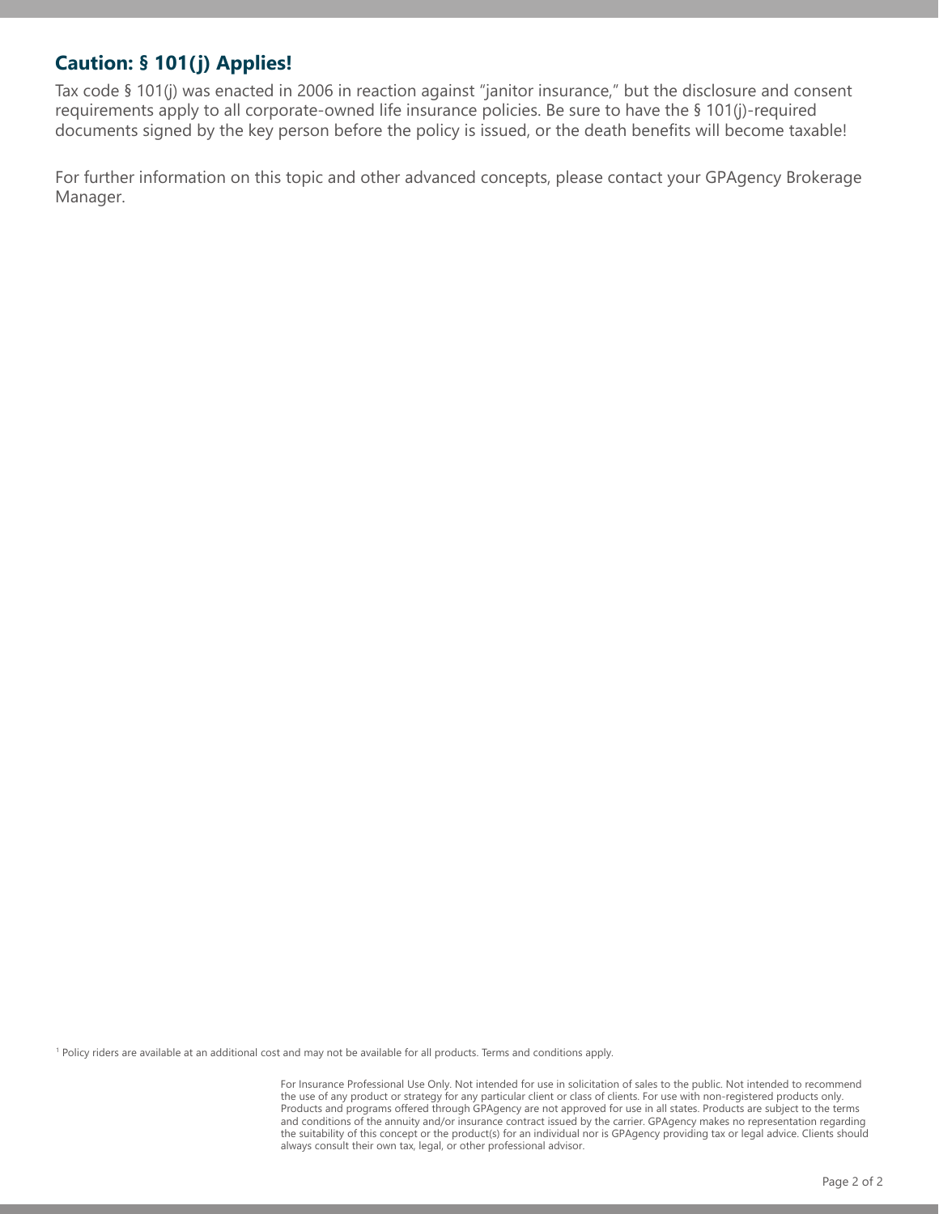## Caution: § 101(j) Applies!

Tax code § 101(j) was enacted in 2006 in reaction against "janitor insurance," but the disclosure and consent requirements apply to all corporate-owned life insurance policies. Be sure to have the § 101(j)-required documents signed by the key person before the policy is issued, or the death benefits will become taxable!

For further information on this topic and other advanced concepts, please contact your GPAgency Brokerage Manager.

[1] Policy riders are available at an additional cost and may not be available for all products. Terms and conditions apply.

For Insurance Professional Use Only. Not intended for use in solicitation of sales to the public. Not intended to recommend the use of any product or strategy for any particular client or class of clients. For use with non-registered products only. Products and programs offered through GPAgency are not approved for use in all states. Products are subject to the terms and conditions of the annuity and/or insurance contract issued by the carrier. GPAgency makes no representation regarding the suitability of this concept or the product(s) for an individual nor is GPAgency providing tax or legal advice. Clients should always consult their own tax, legal, or other professional advisor.